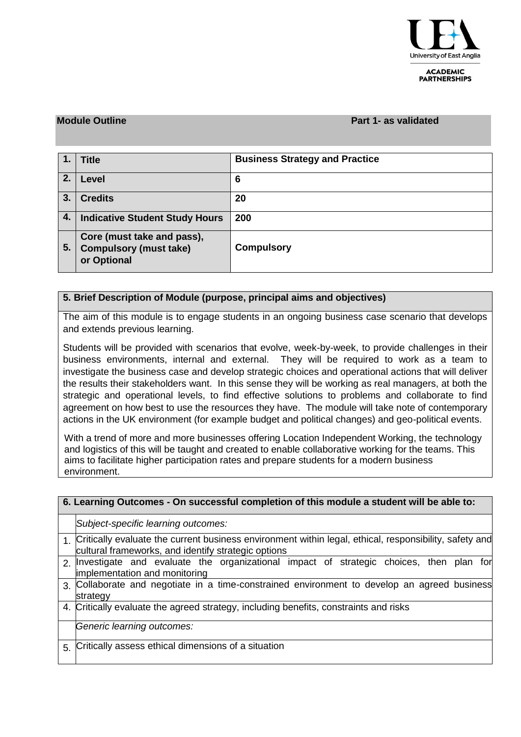University of East Anglia

ACADEMIC PARTNERSHIPS

**Module Outline** **Part 1- as validated**

| | | |
|---|---|---|
| **1.** | **Title** | **Business Strategy and Practice** |
| **2.** | **Level** | **6** |
| **3.** | **Credits** | **20** |
| **4.** | **Indicative Student Study Hours** | **200** |
| **5.** | **Core (must take and pass), Compulsory (must take) or Optional** | **Compulsory** |

**5. Brief Description of Module (purpose, principal aims and objectives)**

The aim of this module is to engage students in an ongoing business case scenario that develops and extends previous learning.

Students will be provided with scenarios that evolve, week-by-week, to provide challenges in their business environments, internal and external. They will be required to work as a team to investigate the business case and develop strategic choices and operational actions that will deliver the results their stakeholders want. In this sense they will be working as real managers, at both the strategic and operational levels, to find effective solutions to problems and collaborate to find agreement on how best to use the resources they have. The module will take note of contemporary actions in the UK environment (for example budget and political changes) and geo-political events.

With a trend of more and more businesses offering Location Independent Working, the technology and logistics of this will be taught and created to enable collaborative working for the teams. This aims to facilitate higher participation rates and prepare students for a modern business environment.

**6. Learning Outcomes - On successful completion of this module a student will be able to:**

| | |
|---|---|
| | *Subject-specific learning outcomes:* |
| 1. | Critically evaluate the current business environment within legal, ethical, responsibility, safety and cultural frameworks, and identify strategic options |
| 2. | Investigate and evaluate the organizational impact of strategic choices, then plan for implementation and monitoring |
| 3. | Collaborate and negotiate in a time-constrained environment to develop an agreed business strategy |
| 4. | Critically evaluate the agreed strategy, including benefits, constraints and risks |
| | *Generic learning outcomes:* |
| 5. | Critically assess ethical dimensions of a situation |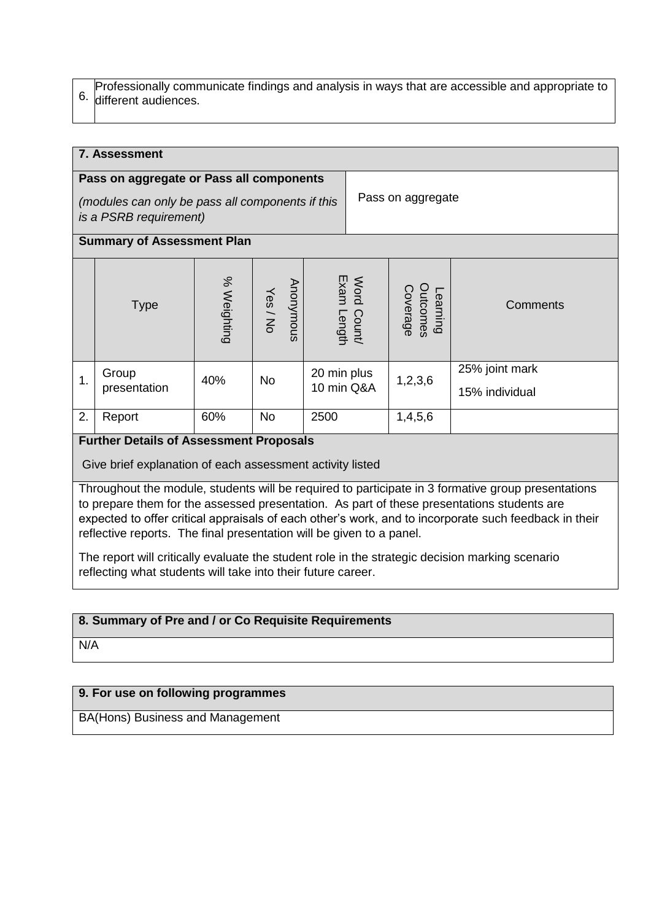| | |
|---|---|
| 6. | Professionally communicate findings and analysis in ways that are accessible and appropriate to different audiences. |

## 7. Assessment

| | |
|---|---|
| **Pass on aggregate or Pass all components**<br><br>*(modules can only be pass all components if this is a PSRB requirement)* | Pass on aggregate |

**Summary of Assessment Plan**

| | Type | % Weighting | Anonymous Yes / No | Word Count/ Exam Length | Learning Outcomes Coverage | Comments |
|---|---|---|---|---|---|---|
| 1. | Group presentation | 40% | No | 20 min plus 10 min Q&A | 1,2,3,6 | 25% joint mark<br>15% individual |
| 2. | Report | 60% | No | 2500 | 1,4,5,6 | |

**Further Details of Assessment Proposals**

Give brief explanation of each assessment activity listed

Throughout the module, students will be required to participate in 3 formative group presentations to prepare them for the assessed presentation. As part of these presentations students are expected to offer critical appraisals of each other's work, and to incorporate such feedback in their reflective reports. The final presentation will be given to a panel.

The report will critically evaluate the student role in the strategic decision marking scenario reflecting what students will take into their future career.

## 8. Summary of Pre and / or Co Requisite Requirements

N/A

## 9. For use on following programmes

BA(Hons) Business and Management